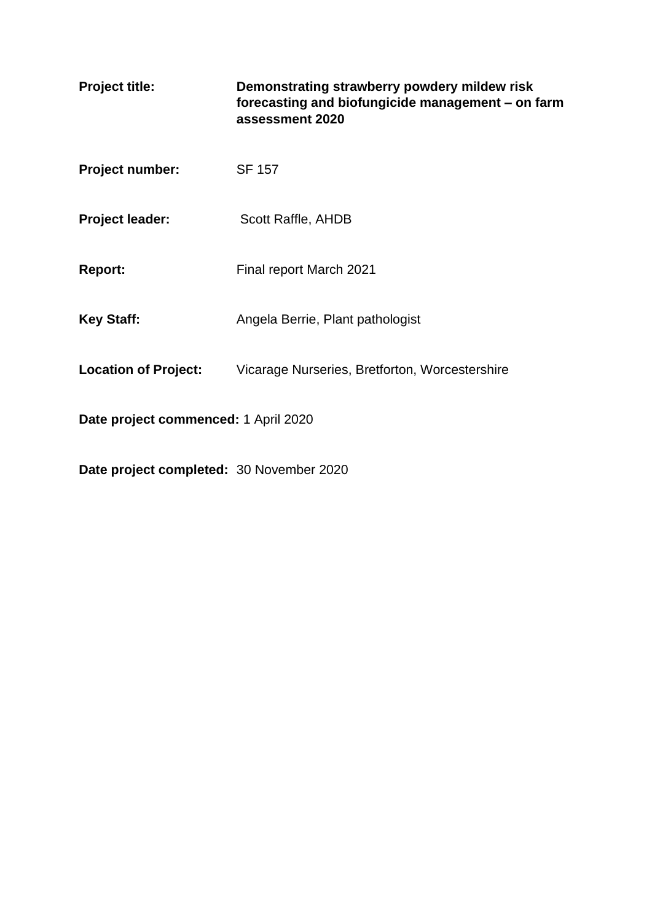**Project title:** **Demonstrating strawberry powdery mildew risk forecasting and biofungicide management – on farm assessment 2020**

**Project number:** SF 157

**Project leader:** Scott Raffle, AHDB

**Report:** Final report March 2021

**Key Staff:** Angela Berrie, Plant pathologist

**Location of Project:** Vicarage Nurseries, Bretforton, Worcestershire

**Date project commenced:** 1 April 2020

**Date project completed:** 30 November 2020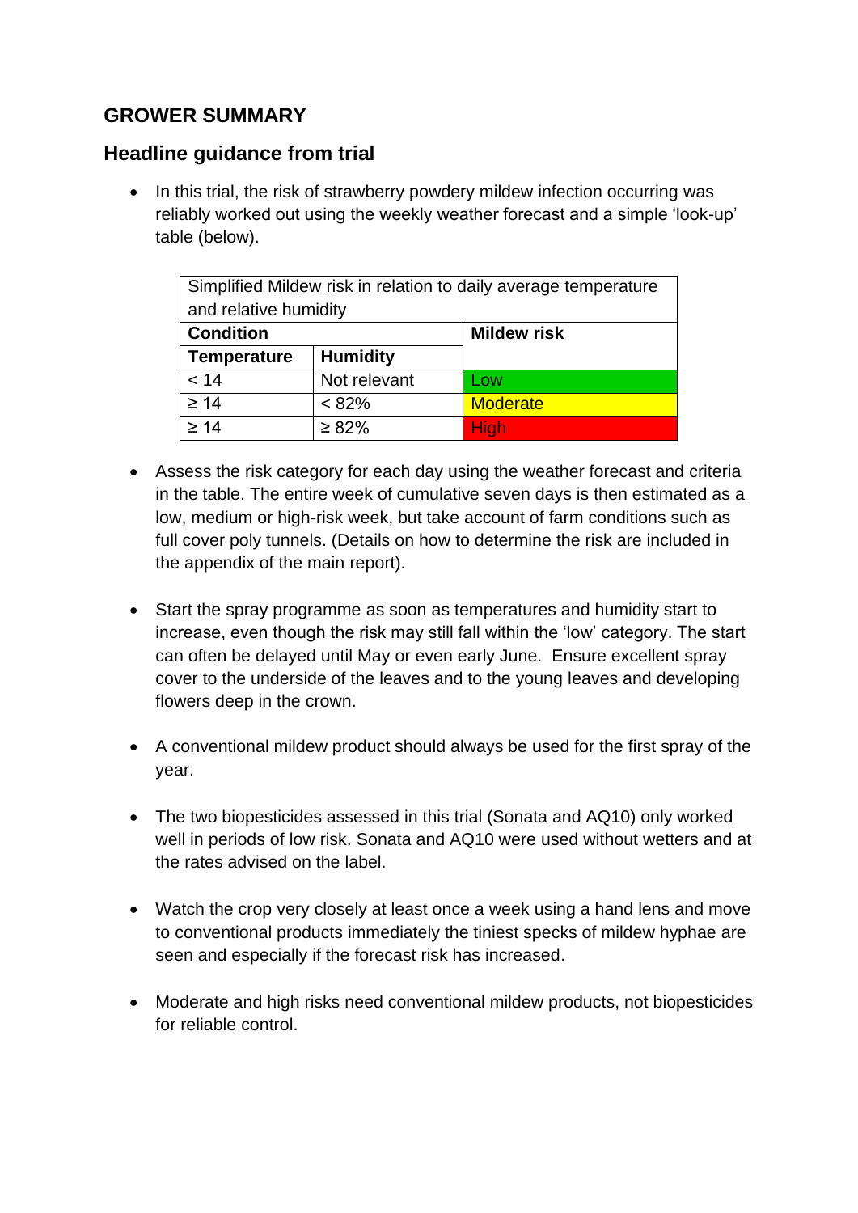## GROWER SUMMARY

### Headline guidance from trial

- In this trial, the risk of strawberry powdery mildew infection occurring was reliably worked out using the weekly weather forecast and a simple 'look-up' table (below).

| Simplified Mildew risk in relation to daily average temperature and relative humidity | | |
|---|---|---|
| **Condition** | | **Mildew risk** |
| **Temperature** | **Humidity** | |
| < 14 | Not relevant | Low |
| ≥ 14 | < 82% | Moderate |
| ≥ 14 | ≥ 82% | High |

- Assess the risk category for each day using the weather forecast and criteria in the table. The entire week of cumulative seven days is then estimated as a low, medium or high-risk week, but take account of farm conditions such as full cover poly tunnels. (Details on how to determine the risk are included in the appendix of the main report).

- Start the spray programme as soon as temperatures and humidity start to increase, even though the risk may still fall within the 'low' category. The start can often be delayed until May or even early June. Ensure excellent spray cover to the underside of the leaves and to the young leaves and developing flowers deep in the crown.

- A conventional mildew product should always be used for the first spray of the year.

- The two biopesticides assessed in this trial (Sonata and AQ10) only worked well in periods of low risk. Sonata and AQ10 were used without wetters and at the rates advised on the label.

- Watch the crop very closely at least once a week using a hand lens and move to conventional products immediately the tiniest specks of mildew hyphae are seen and especially if the forecast risk has increased.

- Moderate and high risks need conventional mildew products, not biopesticides for reliable control.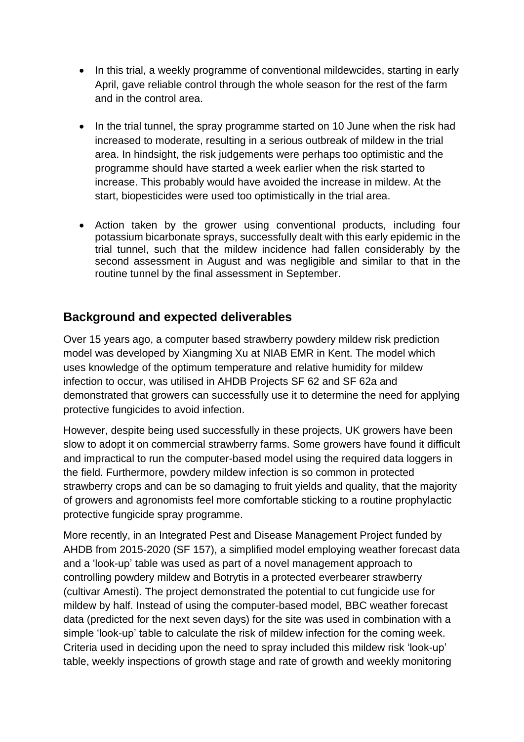- In this trial, a weekly programme of conventional mildewcides, starting in early April, gave reliable control through the whole season for the rest of the farm and in the control area.

- In the trial tunnel, the spray programme started on 10 June when the risk had increased to moderate, resulting in a serious outbreak of mildew in the trial area. In hindsight, the risk judgements were perhaps too optimistic and the programme should have started a week earlier when the risk started to increase. This probably would have avoided the increase in mildew. At the start, biopesticides were used too optimistically in the trial area.

- Action taken by the grower using conventional products, including four potassium bicarbonate sprays, successfully dealt with this early epidemic in the trial tunnel, such that the mildew incidence had fallen considerably by the second assessment in August and was negligible and similar to that in the routine tunnel by the final assessment in September.

## Background and expected deliverables

Over 15 years ago, a computer based strawberry powdery mildew risk prediction model was developed by Xiangming Xu at NIAB EMR in Kent. The model which uses knowledge of the optimum temperature and relative humidity for mildew infection to occur, was utilised in AHDB Projects SF 62 and SF 62a and demonstrated that growers can successfully use it to determine the need for applying protective fungicides to avoid infection.

However, despite being used successfully in these projects, UK growers have been slow to adopt it on commercial strawberry farms. Some growers have found it difficult and impractical to run the computer-based model using the required data loggers in the field. Furthermore, powdery mildew infection is so common in protected strawberry crops and can be so damaging to fruit yields and quality, that the majority of growers and agronomists feel more comfortable sticking to a routine prophylactic protective fungicide spray programme.

More recently, in an Integrated Pest and Disease Management Project funded by AHDB from 2015-2020 (SF 157), a simplified model employing weather forecast data and a 'look-up' table was used as part of a novel management approach to controlling powdery mildew and Botrytis in a protected everbearer strawberry (cultivar Amesti). The project demonstrated the potential to cut fungicide use for mildew by half. Instead of using the computer-based model, BBC weather forecast data (predicted for the next seven days) for the site was used in combination with a simple 'look-up' table to calculate the risk of mildew infection for the coming week. Criteria used in deciding upon the need to spray included this mildew risk 'look-up' table, weekly inspections of growth stage and rate of growth and weekly monitoring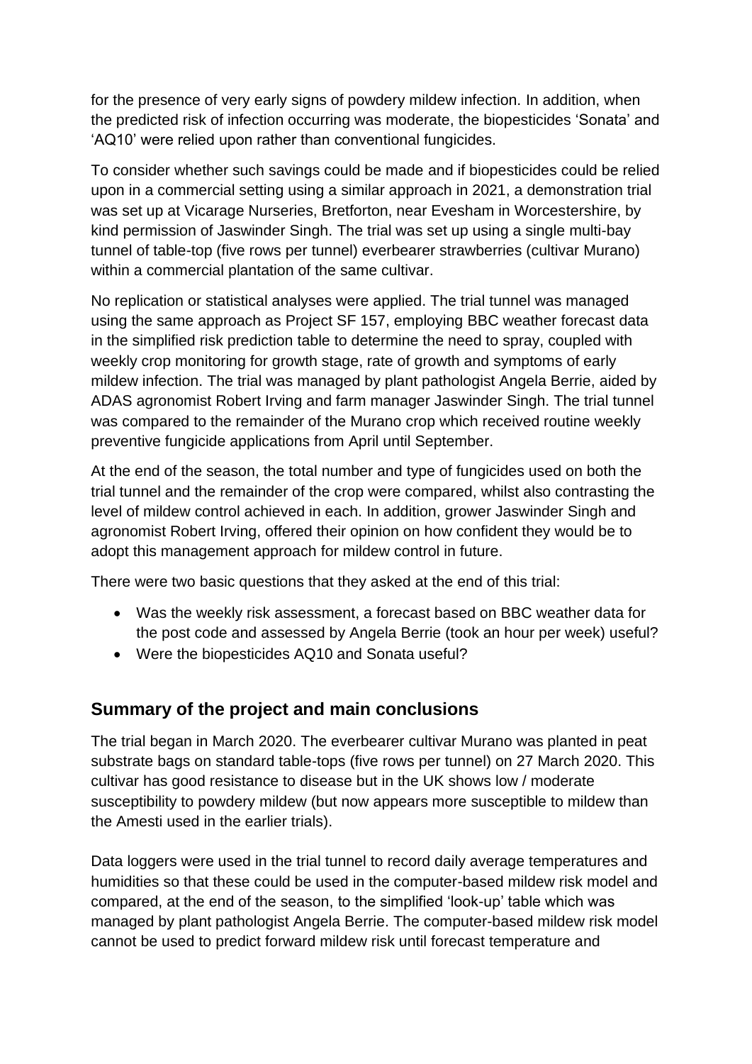for the presence of very early signs of powdery mildew infection. In addition, when the predicted risk of infection occurring was moderate, the biopesticides 'Sonata' and 'AQ10' were relied upon rather than conventional fungicides.

To consider whether such savings could be made and if biopesticides could be relied upon in a commercial setting using a similar approach in 2021, a demonstration trial was set up at Vicarage Nurseries, Bretforton, near Evesham in Worcestershire, by kind permission of Jaswinder Singh. The trial was set up using a single multi-bay tunnel of table-top (five rows per tunnel) everbearer strawberries (cultivar Murano) within a commercial plantation of the same cultivar.

No replication or statistical analyses were applied. The trial tunnel was managed using the same approach as Project SF 157, employing BBC weather forecast data in the simplified risk prediction table to determine the need to spray, coupled with weekly crop monitoring for growth stage, rate of growth and symptoms of early mildew infection. The trial was managed by plant pathologist Angela Berrie, aided by ADAS agronomist Robert Irving and farm manager Jaswinder Singh. The trial tunnel was compared to the remainder of the Murano crop which received routine weekly preventive fungicide applications from April until September.

At the end of the season, the total number and type of fungicides used on both the trial tunnel and the remainder of the crop were compared, whilst also contrasting the level of mildew control achieved in each. In addition, grower Jaswinder Singh and agronomist Robert Irving, offered their opinion on how confident they would be to adopt this management approach for mildew control in future.

There were two basic questions that they asked at the end of this trial:

- Was the weekly risk assessment, a forecast based on BBC weather data for the post code and assessed by Angela Berrie (took an hour per week) useful?
- Were the biopesticides AQ10 and Sonata useful?

## Summary of the project and main conclusions

The trial began in March 2020. The everbearer cultivar Murano was planted in peat substrate bags on standard table-tops (five rows per tunnel) on 27 March 2020. This cultivar has good resistance to disease but in the UK shows low / moderate susceptibility to powdery mildew (but now appears more susceptible to mildew than the Amesti used in the earlier trials).

Data loggers were used in the trial tunnel to record daily average temperatures and humidities so that these could be used in the computer-based mildew risk model and compared, at the end of the season, to the simplified 'look-up' table which was managed by plant pathologist Angela Berrie. The computer-based mildew risk model cannot be used to predict forward mildew risk until forecast temperature and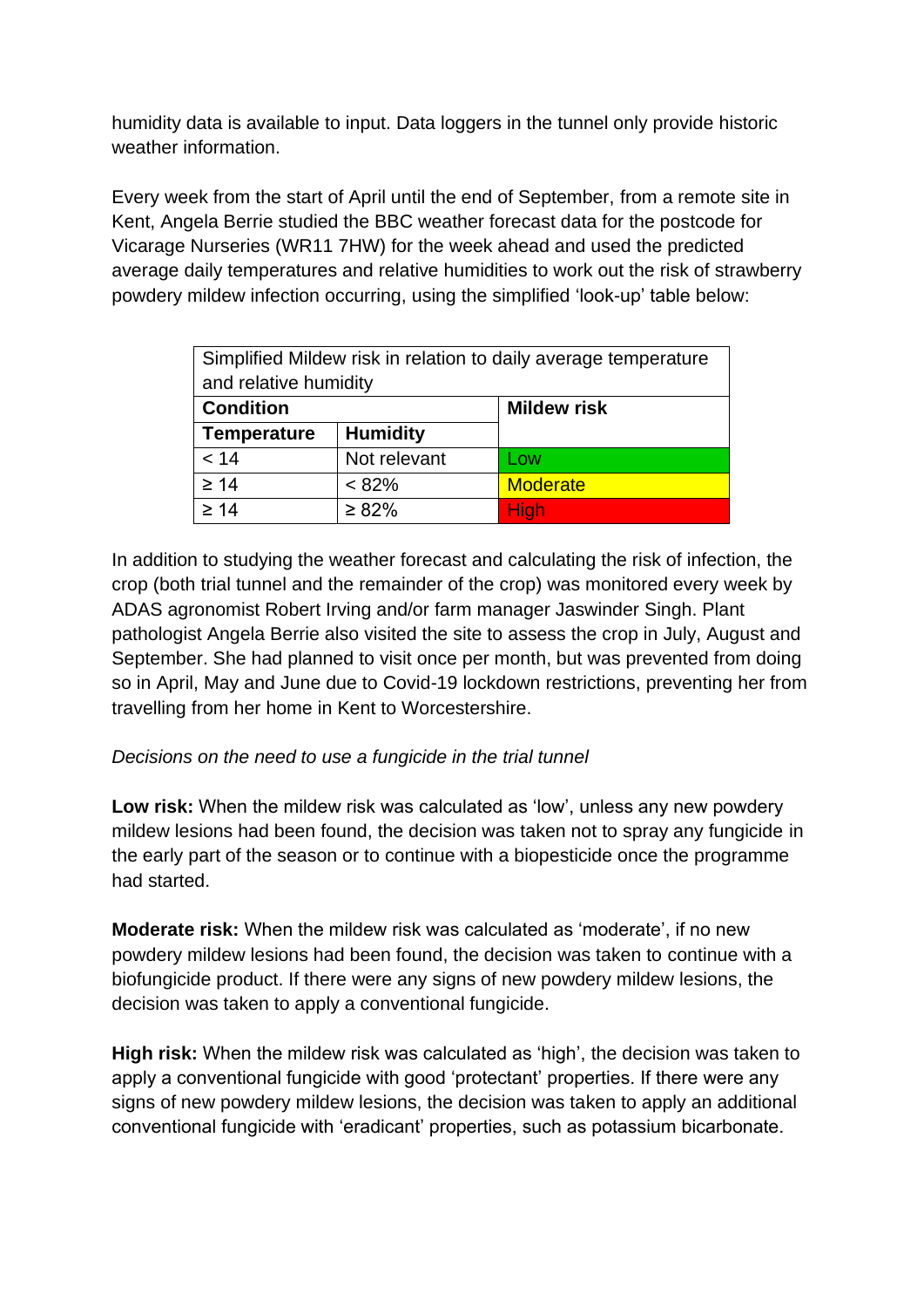humidity data is available to input. Data loggers in the tunnel only provide historic weather information.

Every week from the start of April until the end of September, from a remote site in Kent, Angela Berrie studied the BBC weather forecast data for the postcode for Vicarage Nurseries (WR11 7HW) for the week ahead and used the predicted average daily temperatures and relative humidities to work out the risk of strawberry powdery mildew infection occurring, using the simplified 'look-up' table below:

| Simplified Mildew risk in relation to daily average temperature and relative humidity | | |
|---|---|---|
| **Condition** | | **Mildew risk** |
| **Temperature** | **Humidity** | |
| < 14 | Not relevant | Low |
| ≥ 14 | < 82% | Moderate |
| ≥ 14 | ≥ 82% | High |

In addition to studying the weather forecast and calculating the risk of infection, the crop (both trial tunnel and the remainder of the crop) was monitored every week by ADAS agronomist Robert Irving and/or farm manager Jaswinder Singh. Plant pathologist Angela Berrie also visited the site to assess the crop in July, August and September. She had planned to visit once per month, but was prevented from doing so in April, May and June due to Covid-19 lockdown restrictions, preventing her from travelling from her home in Kent to Worcestershire.

*Decisions on the need to use a fungicide in the trial tunnel*

**Low risk:** When the mildew risk was calculated as 'low', unless any new powdery mildew lesions had been found, the decision was taken not to spray any fungicide in the early part of the season or to continue with a biopesticide once the programme had started.

**Moderate risk:** When the mildew risk was calculated as 'moderate', if no new powdery mildew lesions had been found, the decision was taken to continue with a biofungicide product. If there were any signs of new powdery mildew lesions, the decision was taken to apply a conventional fungicide.

**High risk:** When the mildew risk was calculated as 'high', the decision was taken to apply a conventional fungicide with good 'protectant' properties. If there were any signs of new powdery mildew lesions, the decision was taken to apply an additional conventional fungicide with 'eradicant' properties, such as potassium bicarbonate.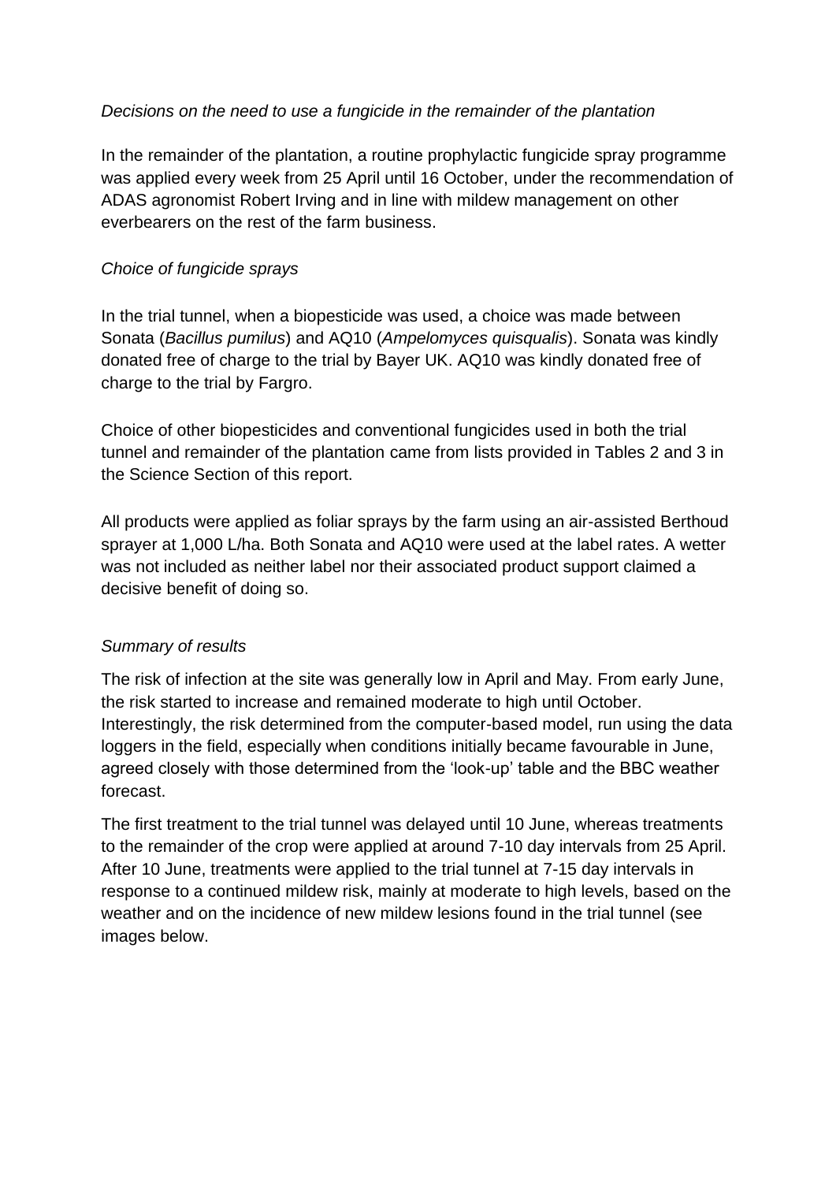*Decisions on the need to use a fungicide in the remainder of the plantation*

In the remainder of the plantation, a routine prophylactic fungicide spray programme was applied every week from 25 April until 16 October, under the recommendation of ADAS agronomist Robert Irving and in line with mildew management on other everbearers on the rest of the farm business.

*Choice of fungicide sprays*

In the trial tunnel, when a biopesticide was used, a choice was made between Sonata (*Bacillus pumilus*) and AQ10 (*Ampelomyces quisqualis*). Sonata was kindly donated free of charge to the trial by Bayer UK. AQ10 was kindly donated free of charge to the trial by Fargro.

Choice of other biopesticides and conventional fungicides used in both the trial tunnel and remainder of the plantation came from lists provided in Tables 2 and 3 in the Science Section of this report.

All products were applied as foliar sprays by the farm using an air-assisted Berthoud sprayer at 1,000 L/ha. Both Sonata and AQ10 were used at the label rates. A wetter was not included as neither label nor their associated product support claimed a decisive benefit of doing so.

*Summary of results*

The risk of infection at the site was generally low in April and May. From early June, the risk started to increase and remained moderate to high until October. Interestingly, the risk determined from the computer-based model, run using the data loggers in the field, especially when conditions initially became favourable in June, agreed closely with those determined from the 'look-up' table and the BBC weather forecast.

The first treatment to the trial tunnel was delayed until 10 June, whereas treatments to the remainder of the crop were applied at around 7-10 day intervals from 25 April. After 10 June, treatments were applied to the trial tunnel at 7-15 day intervals in response to a continued mildew risk, mainly at moderate to high levels, based on the weather and on the incidence of new mildew lesions found in the trial tunnel (see images below.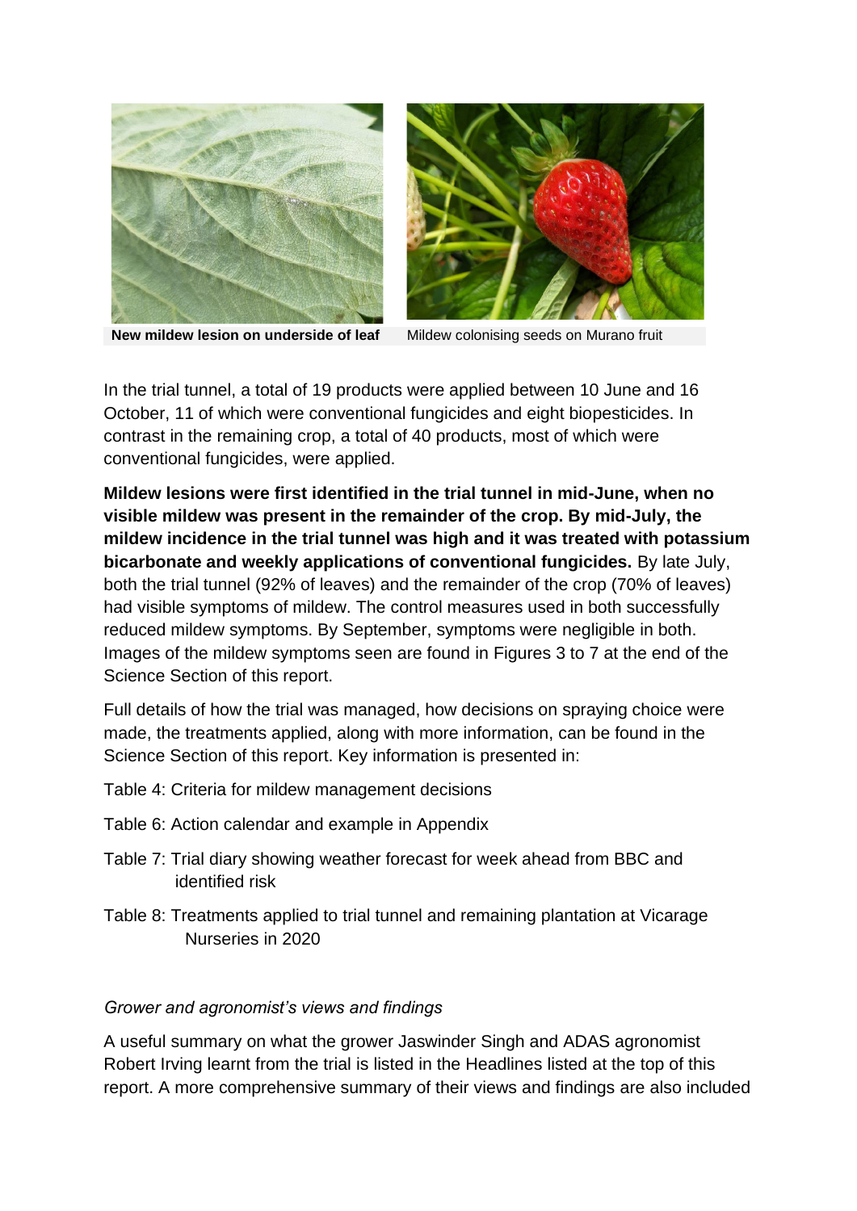**New mildew lesion on underside of leaf** Mildew colonising seeds on Murano fruit

In the trial tunnel, a total of 19 products were applied between 10 June and 16 October, 11 of which were conventional fungicides and eight biopesticides. In contrast in the remaining crop, a total of 40 products, most of which were conventional fungicides, were applied.

**Mildew lesions were first identified in the trial tunnel in mid-June, when no visible mildew was present in the remainder of the crop. By mid-July, the mildew incidence in the trial tunnel was high and it was treated with potassium bicarbonate and weekly applications of conventional fungicides.** By late July, both the trial tunnel (92% of leaves) and the remainder of the crop (70% of leaves) had visible symptoms of mildew. The control measures used in both successfully reduced mildew symptoms. By September, symptoms were negligible in both. Images of the mildew symptoms seen are found in Figures 3 to 7 at the end of the Science Section of this report.

Full details of how the trial was managed, how decisions on spraying choice were made, the treatments applied, along with more information, can be found in the Science Section of this report. Key information is presented in:

Table 4: Criteria for mildew management decisions

Table 6: Action calendar and example in Appendix

Table 7: Trial diary showing weather forecast for week ahead from BBC and identified risk

Table 8: Treatments applied to trial tunnel and remaining plantation at Vicarage Nurseries in 2020

*Grower and agronomist's views and findings*

A useful summary on what the grower Jaswinder Singh and ADAS agronomist Robert Irving learnt from the trial is listed in the Headlines listed at the top of this report. A more comprehensive summary of their views and findings are also included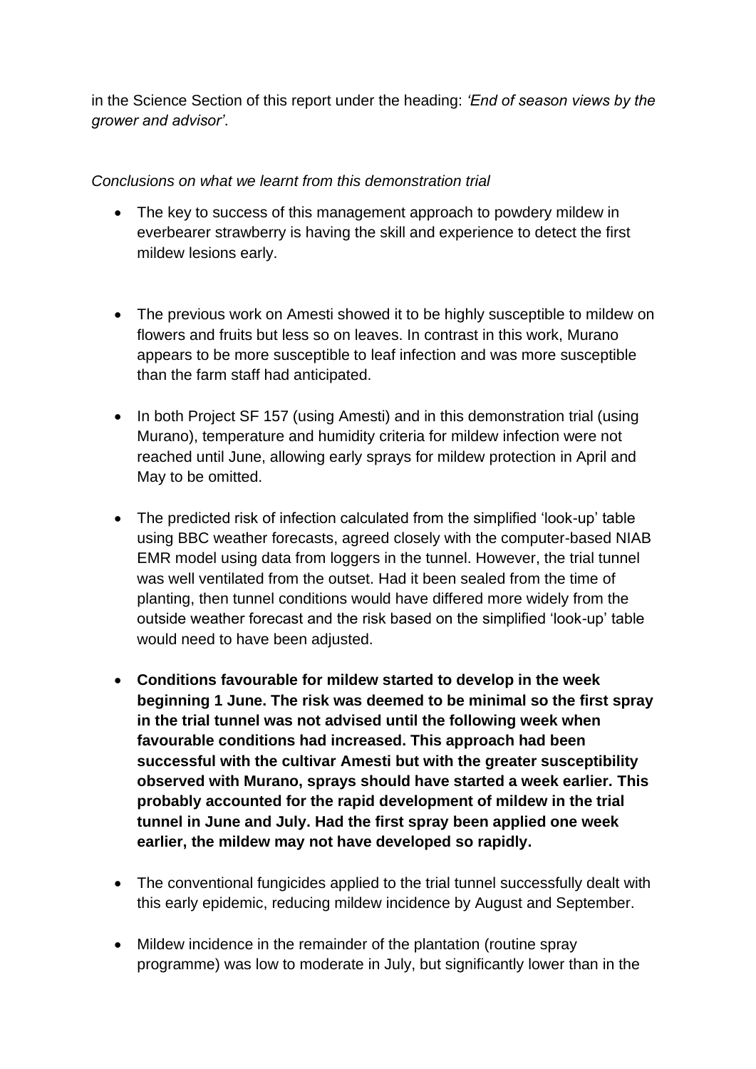in the Science Section of this report under the heading: *'End of season views by the grower and advisor'*.

*Conclusions on what we learnt from this demonstration trial*

- The key to success of this management approach to powdery mildew in everbearer strawberry is having the skill and experience to detect the first mildew lesions early.

- The previous work on Amesti showed it to be highly susceptible to mildew on flowers and fruits but less so on leaves. In contrast in this work, Murano appears to be more susceptible to leaf infection and was more susceptible than the farm staff had anticipated.

- In both Project SF 157 (using Amesti) and in this demonstration trial (using Murano), temperature and humidity criteria for mildew infection were not reached until June, allowing early sprays for mildew protection in April and May to be omitted.

- The predicted risk of infection calculated from the simplified 'look-up' table using BBC weather forecasts, agreed closely with the computer-based NIAB EMR model using data from loggers in the tunnel. However, the trial tunnel was well ventilated from the outset. Had it been sealed from the time of planting, then tunnel conditions would have differed more widely from the outside weather forecast and the risk based on the simplified 'look-up' table would need to have been adjusted.

- **Conditions favourable for mildew started to develop in the week beginning 1 June. The risk was deemed to be minimal so the first spray in the trial tunnel was not advised until the following week when favourable conditions had increased. This approach had been successful with the cultivar Amesti but with the greater susceptibility observed with Murano, sprays should have started a week earlier. This probably accounted for the rapid development of mildew in the trial tunnel in June and July. Had the first spray been applied one week earlier, the mildew may not have developed so rapidly.**

- The conventional fungicides applied to the trial tunnel successfully dealt with this early epidemic, reducing mildew incidence by August and September.

- Mildew incidence in the remainder of the plantation (routine spray programme) was low to moderate in July, but significantly lower than in the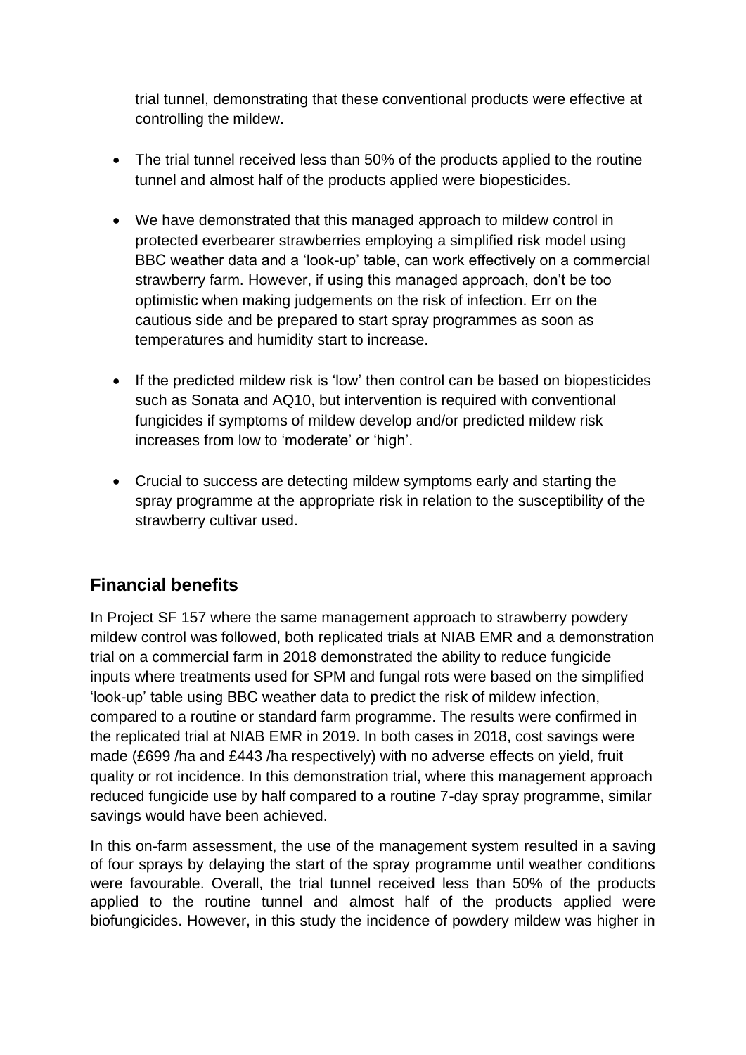trial tunnel, demonstrating that these conventional products were effective at controlling the mildew.

- The trial tunnel received less than 50% of the products applied to the routine tunnel and almost half of the products applied were biopesticides.
- We have demonstrated that this managed approach to mildew control in protected everbearer strawberries employing a simplified risk model using BBC weather data and a 'look-up' table, can work effectively on a commercial strawberry farm. However, if using this managed approach, don't be too optimistic when making judgements on the risk of infection. Err on the cautious side and be prepared to start spray programmes as soon as temperatures and humidity start to increase.
- If the predicted mildew risk is 'low' then control can be based on biopesticides such as Sonata and AQ10, but intervention is required with conventional fungicides if symptoms of mildew develop and/or predicted mildew risk increases from low to 'moderate' or 'high'.
- Crucial to success are detecting mildew symptoms early and starting the spray programme at the appropriate risk in relation to the susceptibility of the strawberry cultivar used.

## Financial benefits

In Project SF 157 where the same management approach to strawberry powdery mildew control was followed, both replicated trials at NIAB EMR and a demonstration trial on a commercial farm in 2018 demonstrated the ability to reduce fungicide inputs where treatments used for SPM and fungal rots were based on the simplified 'look-up' table using BBC weather data to predict the risk of mildew infection, compared to a routine or standard farm programme. The results were confirmed in the replicated trial at NIAB EMR in 2019. In both cases in 2018, cost savings were made (£699 /ha and £443 /ha respectively) with no adverse effects on yield, fruit quality or rot incidence. In this demonstration trial, where this management approach reduced fungicide use by half compared to a routine 7-day spray programme, similar savings would have been achieved.

In this on-farm assessment, the use of the management system resulted in a saving of four sprays by delaying the start of the spray programme until weather conditions were favourable. Overall, the trial tunnel received less than 50% of the products applied to the routine tunnel and almost half of the products applied were biofungicides. However, in this study the incidence of powdery mildew was higher in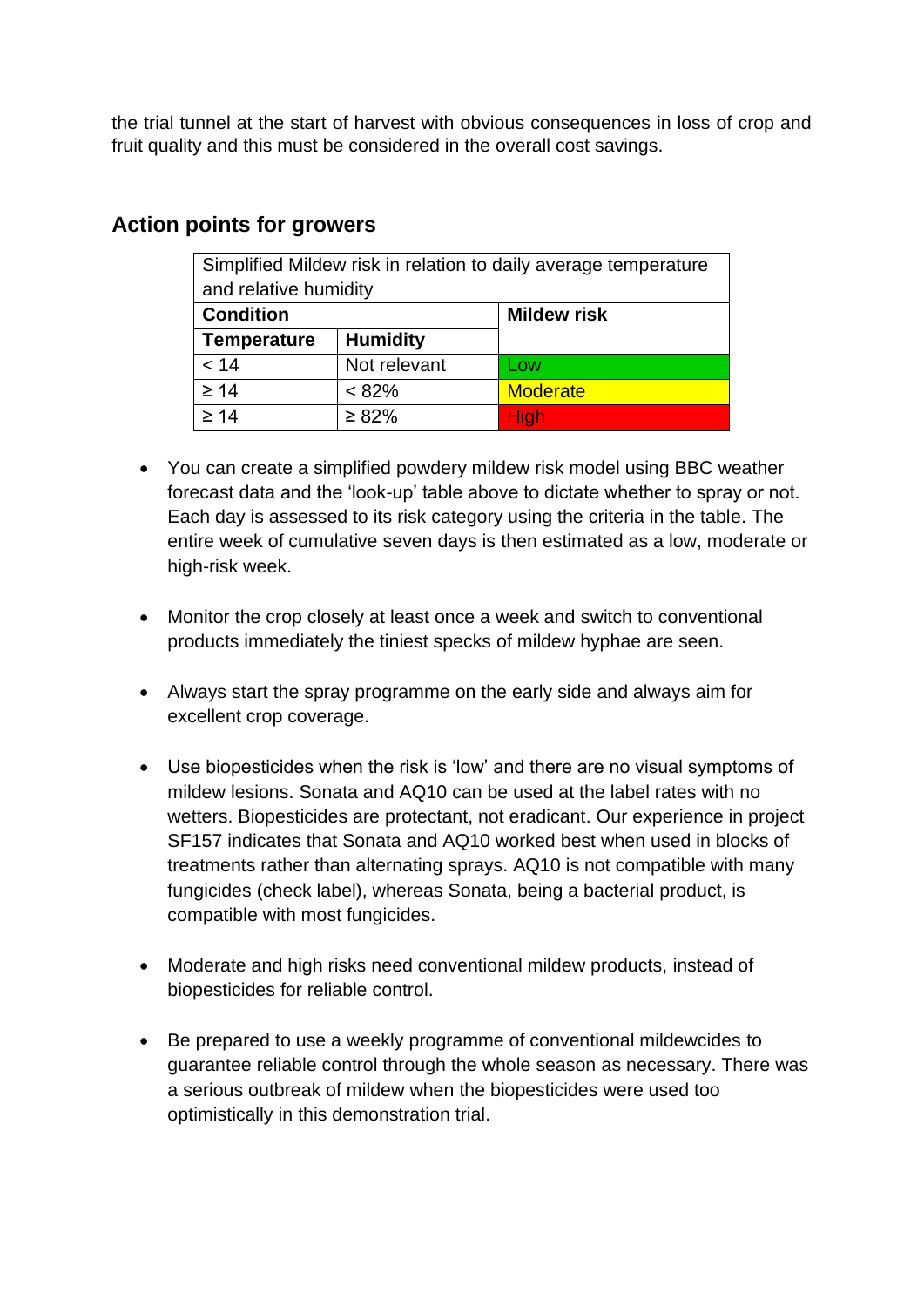the trial tunnel at the start of harvest with obvious consequences in loss of crop and fruit quality and this must be considered in the overall cost savings.

## Action points for growers

| Simplified Mildew risk in relation to daily average temperature and relative humidity | | |
|---|---|---|
| **Condition** | | **Mildew risk** |
| **Temperature** | **Humidity** | |
| < 14 | Not relevant | Low |
| ≥ 14 | < 82% | Moderate |
| ≥ 14 | ≥ 82% | High |

- You can create a simplified powdery mildew risk model using BBC weather forecast data and the 'look-up' table above to dictate whether to spray or not. Each day is assessed to its risk category using the criteria in the table. The entire week of cumulative seven days is then estimated as a low, moderate or high-risk week.

- Monitor the crop closely at least once a week and switch to conventional products immediately the tiniest specks of mildew hyphae are seen.

- Always start the spray programme on the early side and always aim for excellent crop coverage.

- Use biopesticides when the risk is 'low' and there are no visual symptoms of mildew lesions. Sonata and AQ10 can be used at the label rates with no wetters. Biopesticides are protectant, not eradicant. Our experience in project SF157 indicates that Sonata and AQ10 worked best when used in blocks of treatments rather than alternating sprays. AQ10 is not compatible with many fungicides (check label), whereas Sonata, being a bacterial product, is compatible with most fungicides.

- Moderate and high risks need conventional mildew products, instead of biopesticides for reliable control.

- Be prepared to use a weekly programme of conventional mildewcides to guarantee reliable control through the whole season as necessary. There was a serious outbreak of mildew when the biopesticides were used too optimistically in this demonstration trial.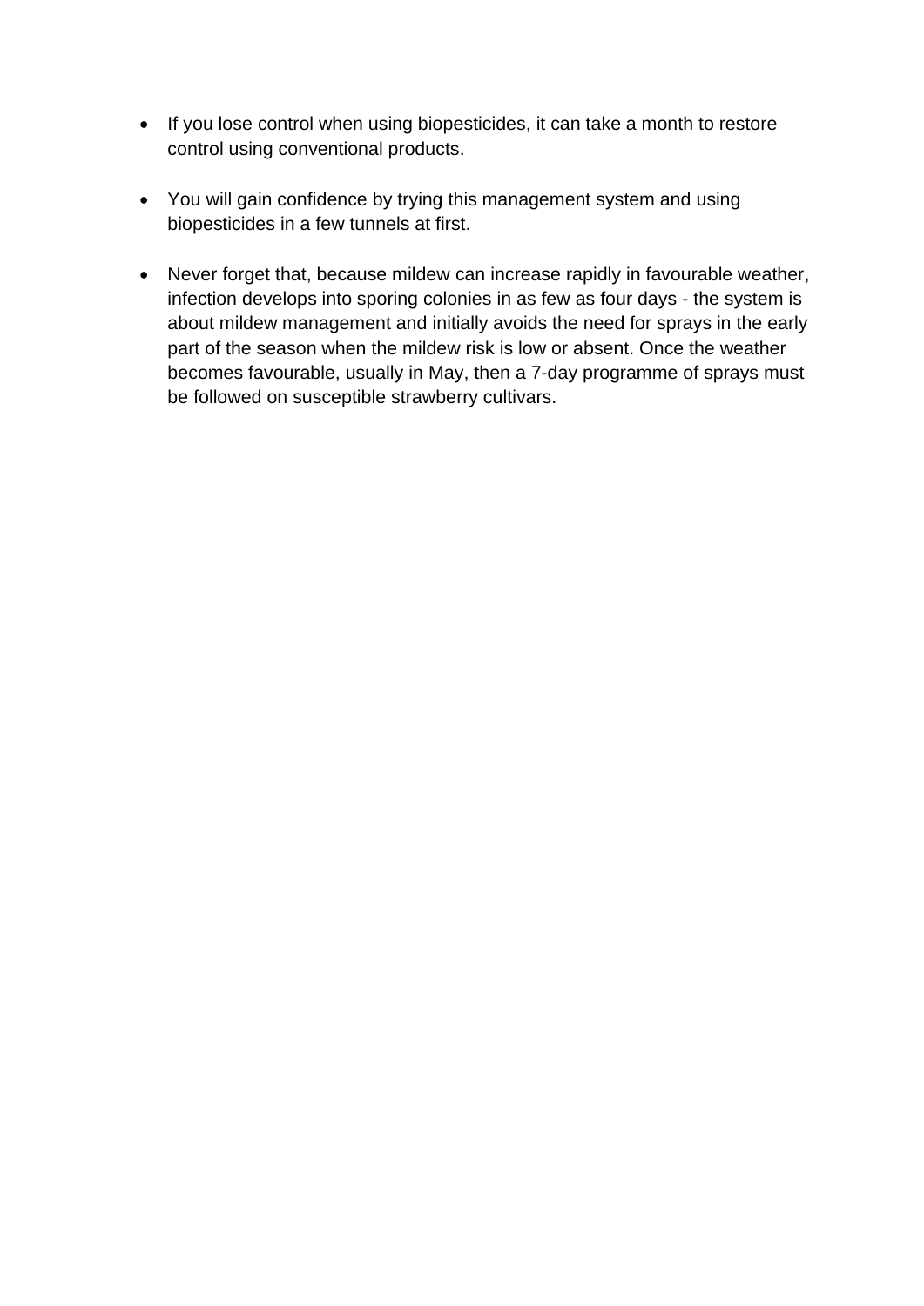- If you lose control when using biopesticides, it can take a month to restore control using conventional products.

- You will gain confidence by trying this management system and using biopesticides in a few tunnels at first.

- Never forget that, because mildew can increase rapidly in favourable weather, infection develops into sporing colonies in as few as four days - the system is about mildew management and initially avoids the need for sprays in the early part of the season when the mildew risk is low or absent. Once the weather becomes favourable, usually in May, then a 7-day programme of sprays must be followed on susceptible strawberry cultivars.